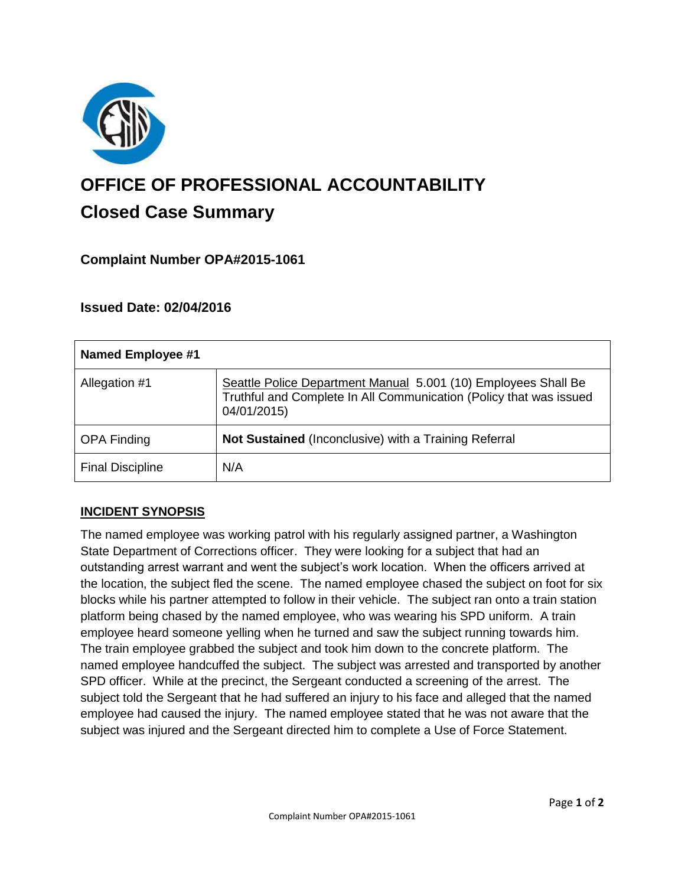# OFFICE OF PROFESSIONAL ACCOUNTABILITY

## Closed Case Summary

### Complaint Number OPA#2015-1061

### Issued Date: 02/04/2016

| Named Employee #1 | |
|---|---|
| Allegation #1 | Seattle Police Department Manual 5.001 (10) Employees Shall Be Truthful and Complete In All Communication (Policy that was issued 04/01/2015) |
| OPA Finding | **Not Sustained** (Inconclusive) with a Training Referral |
| Final Discipline | N/A |

**INCIDENT SYNOPSIS**

The named employee was working patrol with his regularly assigned partner, a Washington State Department of Corrections officer. They were looking for a subject that had an outstanding arrest warrant and went the subject's work location. When the officers arrived at the location, the subject fled the scene. The named employee chased the subject on foot for six blocks while his partner attempted to follow in their vehicle. The subject ran onto a train station platform being chased by the named employee, who was wearing his SPD uniform. A train employee heard someone yelling when he turned and saw the subject running towards him. The train employee grabbed the subject and took him down to the concrete platform. The named employee handcuffed the subject. The subject was arrested and transported by another SPD officer. While at the precinct, the Sergeant conducted a screening of the arrest. The subject told the Sergeant that he had suffered an injury to his face and alleged that the named employee had caused the injury. The named employee stated that he was not aware that the subject was injured and the Sergeant directed him to complete a Use of Force Statement.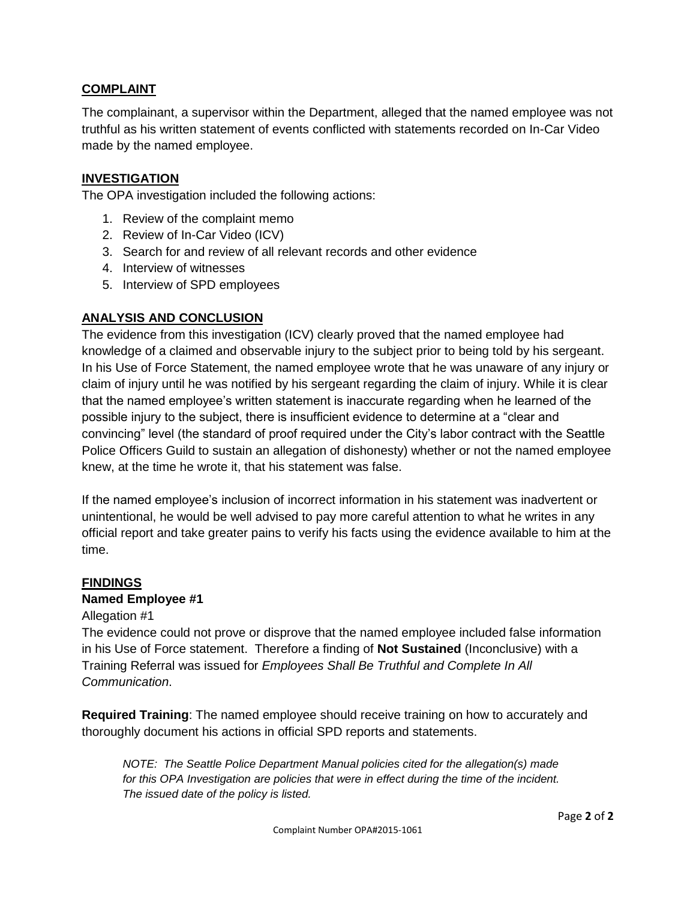## COMPLAINT

The complainant, a supervisor within the Department, alleged that the named employee was not truthful as his written statement of events conflicted with statements recorded on In-Car Video made by the named employee.

## INVESTIGATION

The OPA investigation included the following actions:

1. Review of the complaint memo
2. Review of In-Car Video (ICV)
3. Search for and review of all relevant records and other evidence
4. Interview of witnesses
5. Interview of SPD employees

## ANALYSIS AND CONCLUSION

The evidence from this investigation (ICV) clearly proved that the named employee had knowledge of a claimed and observable injury to the subject prior to being told by his sergeant. In his Use of Force Statement, the named employee wrote that he was unaware of any injury or claim of injury until he was notified by his sergeant regarding the claim of injury. While it is clear that the named employee's written statement is inaccurate regarding when he learned of the possible injury to the subject, there is insufficient evidence to determine at a "clear and convincing" level (the standard of proof required under the City's labor contract with the Seattle Police Officers Guild to sustain an allegation of dishonesty) whether or not the named employee knew, at the time he wrote it, that his statement was false.

If the named employee's inclusion of incorrect information in his statement was inadvertent or unintentional, he would be well advised to pay more careful attention to what he writes in any official report and take greater pains to verify his facts using the evidence available to him at the time.

## FINDINGS

**Named Employee #1**

Allegation #1

The evidence could not prove or disprove that the named employee included false information in his Use of Force statement. Therefore a finding of **Not Sustained** (Inconclusive) with a Training Referral was issued for *Employees Shall Be Truthful and Complete In All Communication*.

**Required Training**: The named employee should receive training on how to accurately and thoroughly document his actions in official SPD reports and statements.

*NOTE: The Seattle Police Department Manual policies cited for the allegation(s) made for this OPA Investigation are policies that were in effect during the time of the incident. The issued date of the policy is listed.*